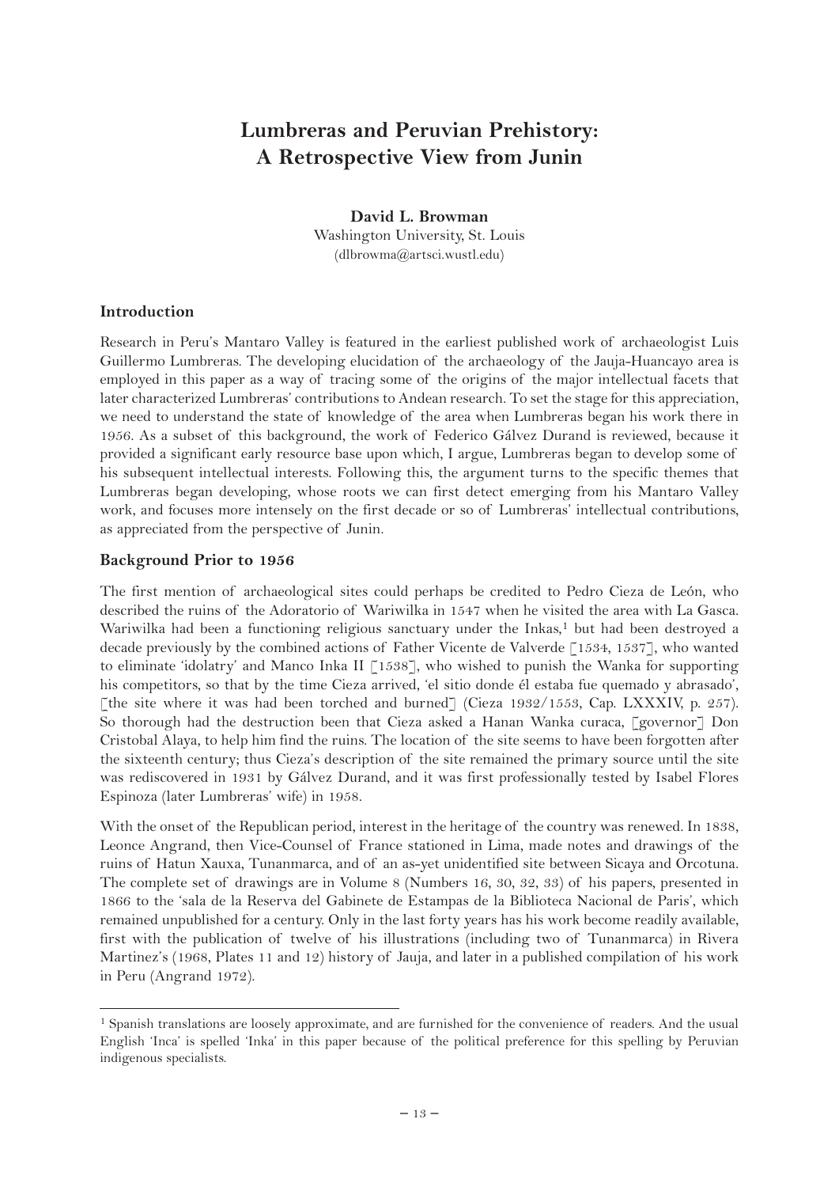# Lumbreras and Peruvian Prehistory: A Retrospective View from Junin

**David L. Browman**
Washington University, St. Louis
(dlbrowma@artsci.wustl.edu)

## Introduction

Research in Peru's Mantaro Valley is featured in the earliest published work of archaeologist Luis Guillermo Lumbreras. The developing elucidation of the archaeology of the Jauja-Huancayo area is employed in this paper as a way of tracing some of the origins of the major intellectual facets that later characterized Lumbreras' contributions to Andean research. To set the stage for this appreciation, we need to understand the state of knowledge of the area when Lumbreras began his work there in 1956. As a subset of this background, the work of Federico Gálvez Durand is reviewed, because it provided a significant early resource base upon which, I argue, Lumbreras began to develop some of his subsequent intellectual interests. Following this, the argument turns to the specific themes that Lumbreras began developing, whose roots we can first detect emerging from his Mantaro Valley work, and focuses more intensely on the first decade or so of Lumbreras' intellectual contributions, as appreciated from the perspective of Junin.

## Background Prior to 1956

The first mention of archaeological sites could perhaps be credited to Pedro Cieza de León, who described the ruins of the Adoratorio of Wariwilka in 1547 when he visited the area with La Gasca. Wariwilka had been a functioning religious sanctuary under the Inkas,[1] but had been destroyed a decade previously by the combined actions of Father Vicente de Valverde [1534, 1537], who wanted to eliminate 'idolatry' and Manco Inka II [1538], who wished to punish the Wanka for supporting his competitors, so that by the time Cieza arrived, 'el sitio donde él estaba fue quemado y abrasado', [the site where it was had been torched and burned] (Cieza 1932/1553, Cap. LXXXIV, p. 257). So thorough had the destruction been that Cieza asked a Hanan Wanka curaca, [governor] Don Cristobal Alaya, to help him find the ruins. The location of the site seems to have been forgotten after the sixteenth century; thus Cieza's description of the site remained the primary source until the site was rediscovered in 1931 by Gálvez Durand, and it was first professionally tested by Isabel Flores Espinoza (later Lumbreras' wife) in 1958.

With the onset of the Republican period, interest in the heritage of the country was renewed. In 1838, Leonce Angrand, then Vice-Counsel of France stationed in Lima, made notes and drawings of the ruins of Hatun Xauxa, Tunanmarca, and of an as-yet unidentified site between Sicaya and Orcotuna. The complete set of drawings are in Volume 8 (Numbers 16, 30, 32, 33) of his papers, presented in 1866 to the 'sala de la Reserva del Gabinete de Estampas de la Biblioteca Nacional de Paris', which remained unpublished for a century. Only in the last forty years has his work become readily available, first with the publication of twelve of his illustrations (including two of Tunanmarca) in Rivera Martinez's (1968, Plates 11 and 12) history of Jauja, and later in a published compilation of his work in Peru (Angrand 1972).

---

[1] Spanish translations are loosely approximate, and are furnished for the convenience of readers. And the usual English 'Inca' is spelled 'Inka' in this paper because of the political preference for this spelling by Peruvian indigenous specialists.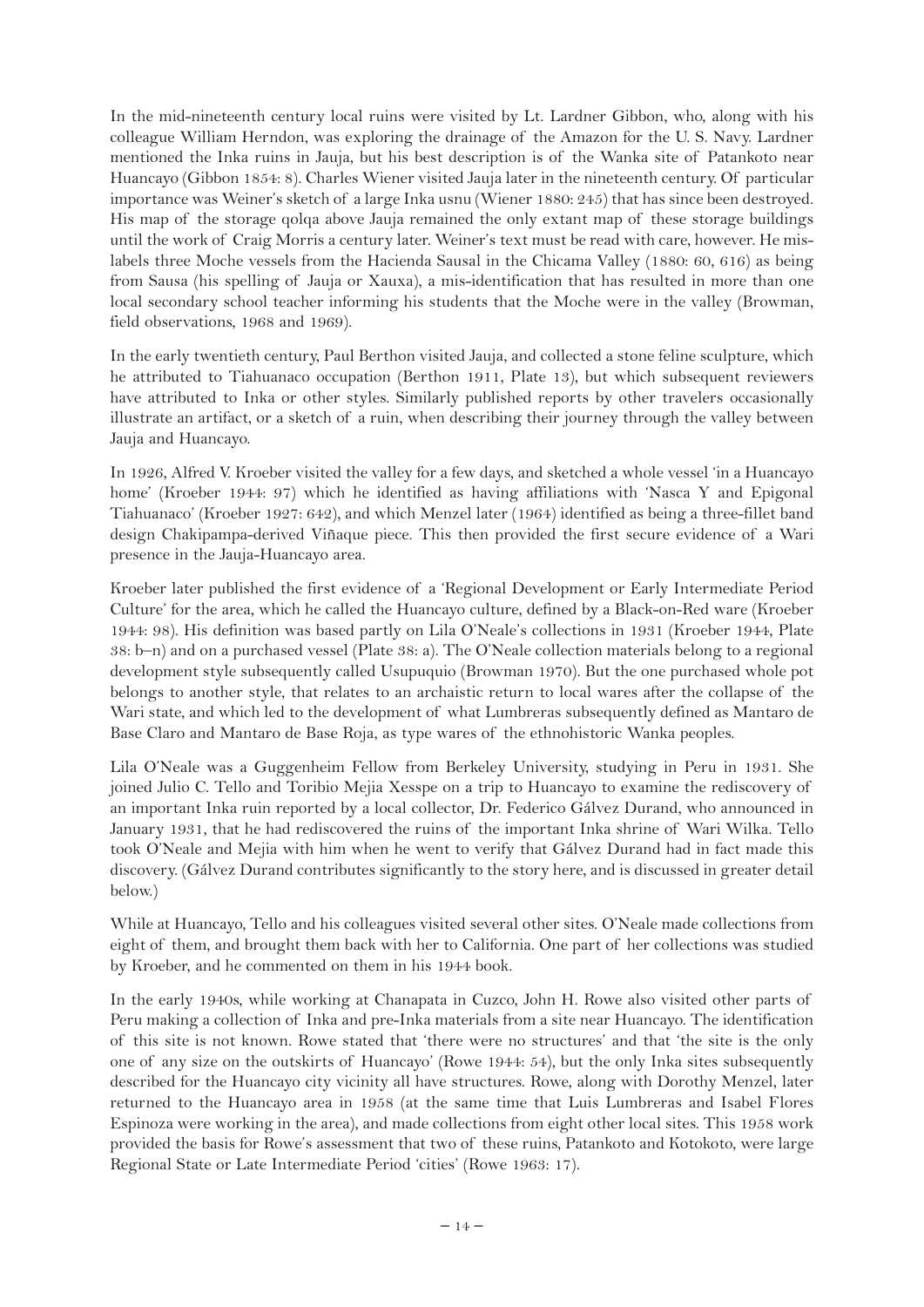In the mid-nineteenth century local ruins were visited by Lt. Lardner Gibbon, who, along with his colleague William Herndon, was exploring the drainage of the Amazon for the U. S. Navy. Lardner mentioned the Inka ruins in Jauja, but his best description is of the Wanka site of Patankoto near Huancayo (Gibbon 1854: 8). Charles Wiener visited Jauja later in the nineteenth century. Of particular importance was Weiner's sketch of a large Inka usnu (Wiener 1880: 245) that has since been destroyed. His map of the storage qolqa above Jauja remained the only extant map of these storage buildings until the work of Craig Morris a century later. Weiner's text must be read with care, however. He mislabels three Moche vessels from the Hacienda Sausal in the Chicama Valley (1880: 60, 616) as being from Sausa (his spelling of Jauja or Xauxa), a mis-identification that has resulted in more than one local secondary school teacher informing his students that the Moche were in the valley (Browman, field observations, 1968 and 1969).

In the early twentieth century, Paul Berthon visited Jauja, and collected a stone feline sculpture, which he attributed to Tiahuanaco occupation (Berthon 1911, Plate 13), but which subsequent reviewers have attributed to Inka or other styles. Similarly published reports by other travelers occasionally illustrate an artifact, or a sketch of a ruin, when describing their journey through the valley between Jauja and Huancayo.

In 1926, Alfred V. Kroeber visited the valley for a few days, and sketched a whole vessel 'in a Huancayo home' (Kroeber 1944: 97) which he identified as having affiliations with 'Nasca Y and Epigonal Tiahuanaco' (Kroeber 1927: 642), and which Menzel later (1964) identified as being a three-fillet band design Chakipampa-derived Viñaque piece. This then provided the first secure evidence of a Wari presence in the Jauja-Huancayo area.

Kroeber later published the first evidence of a 'Regional Development or Early Intermediate Period Culture' for the area, which he called the Huancayo culture, defined by a Black-on-Red ware (Kroeber 1944: 98). His definition was based partly on Lila O'Neale's collections in 1931 (Kroeber 1944, Plate 38: b–n) and on a purchased vessel (Plate 38: a). The O'Neale collection materials belong to a regional development style subsequently called Usupuquio (Browman 1970). But the one purchased whole pot belongs to another style, that relates to an archaistic return to local wares after the collapse of the Wari state, and which led to the development of what Lumbreras subsequently defined as Mantaro de Base Claro and Mantaro de Base Roja, as type wares of the ethnohistoric Wanka peoples.

Lila O'Neale was a Guggenheim Fellow from Berkeley University, studying in Peru in 1931. She joined Julio C. Tello and Toribio Mejia Xesspe on a trip to Huancayo to examine the rediscovery of an important Inka ruin reported by a local collector, Dr. Federico Gálvez Durand, who announced in January 1931, that he had rediscovered the ruins of the important Inka shrine of Wari Wilka. Tello took O'Neale and Mejia with him when he went to verify that Gálvez Durand had in fact made this discovery. (Gálvez Durand contributes significantly to the story here, and is discussed in greater detail below.)

While at Huancayo, Tello and his colleagues visited several other sites. O'Neale made collections from eight of them, and brought them back with her to California. One part of her collections was studied by Kroeber, and he commented on them in his 1944 book.

In the early 1940s, while working at Chanapata in Cuzco, John H. Rowe also visited other parts of Peru making a collection of Inka and pre-Inka materials from a site near Huancayo. The identification of this site is not known. Rowe stated that 'there were no structures' and that 'the site is the only one of any size on the outskirts of Huancayo' (Rowe 1944: 54), but the only Inka sites subsequently described for the Huancayo city vicinity all have structures. Rowe, along with Dorothy Menzel, later returned to the Huancayo area in 1958 (at the same time that Luis Lumbreras and Isabel Flores Espinoza were working in the area), and made collections from eight other local sites. This 1958 work provided the basis for Rowe's assessment that two of these ruins, Patankoto and Kotokoto, were large Regional State or Late Intermediate Period 'cities' (Rowe 1963: 17).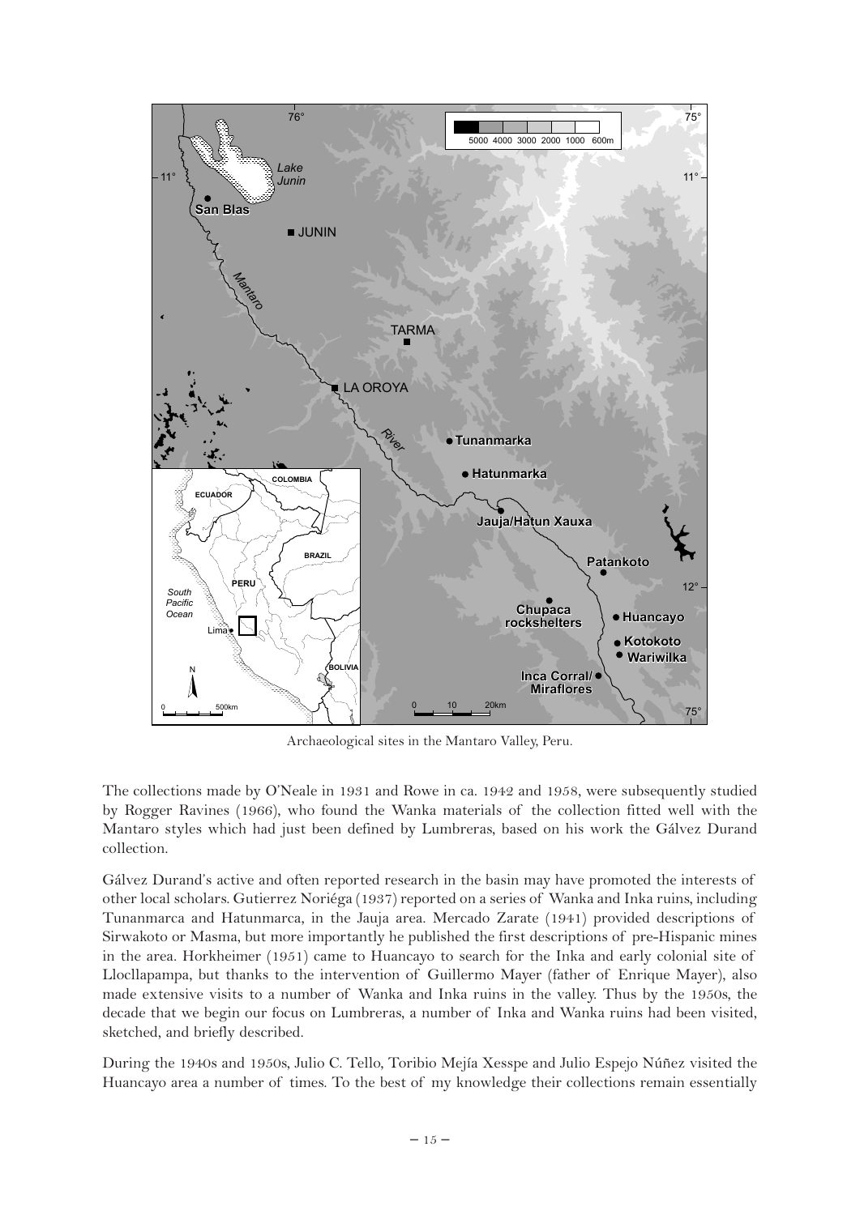Archaeological sites in the Mantaro Valley, Peru.

The collections made by O'Neale in 1931 and Rowe in ca. 1942 and 1958, were subsequently studied by Rogger Ravines (1966), who found the Wanka materials of the collection fitted well with the Mantaro styles which had just been defined by Lumbreras, based on his work the Gálvez Durand collection.

Gálvez Durand's active and often reported research in the basin may have promoted the interests of other local scholars. Gutierrez Noriéga (1937) reported on a series of Wanka and Inka ruins, including Tunanmarca and Hatunmarca, in the Jauja area. Mercado Zarate (1941) provided descriptions of Sirwakoto or Masma, but more importantly he published the first descriptions of pre-Hispanic mines in the area. Horkheimer (1951) came to Huancayo to search for the Inka and early colonial site of Llocllapampa, but thanks to the intervention of Guillermo Mayer (father of Enrique Mayer), also made extensive visits to a number of Wanka and Inka ruins in the valley. Thus by the 1950s, the decade that we begin our focus on Lumbreras, a number of Inka and Wanka ruins had been visited, sketched, and briefly described.

During the 1940s and 1950s, Julio C. Tello, Toribio Mejía Xesspe and Julio Espejo Núñez visited the Huancayo area a number of times. To the best of my knowledge their collections remain essentially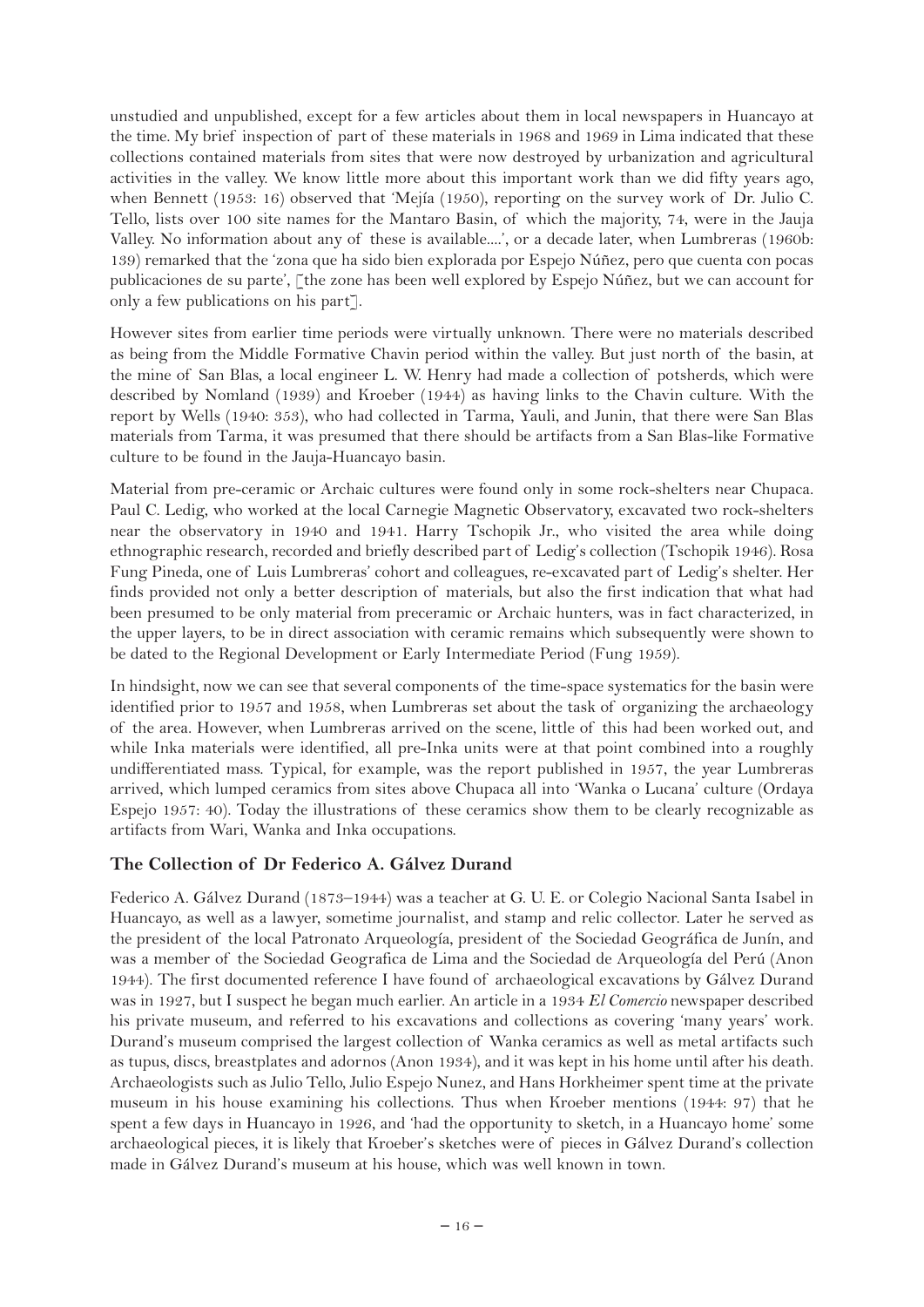unstudied and unpublished, except for a few articles about them in local newspapers in Huancayo at the time. My brief inspection of part of these materials in 1968 and 1969 in Lima indicated that these collections contained materials from sites that were now destroyed by urbanization and agricultural activities in the valley. We know little more about this important work than we did fifty years ago, when Bennett (1953: 16) observed that 'Mejía (1950), reporting on the survey work of Dr. Julio C. Tello, lists over 100 site names for the Mantaro Basin, of which the majority, 74, were in the Jauja Valley. No information about any of these is available....', or a decade later, when Lumbreras (1960b: 139) remarked that the 'zona que ha sido bien explorada por Espejo Núñez, pero que cuenta con pocas publicaciones de su parte', [the zone has been well explored by Espejo Núñez, but we can account for only a few publications on his part].

However sites from earlier time periods were virtually unknown. There were no materials described as being from the Middle Formative Chavin period within the valley. But just north of the basin, at the mine of San Blas, a local engineer L. W. Henry had made a collection of potsherds, which were described by Nomland (1939) and Kroeber (1944) as having links to the Chavin culture. With the report by Wells (1940: 353), who had collected in Tarma, Yauli, and Junin, that there were San Blas materials from Tarma, it was presumed that there should be artifacts from a San Blas-like Formative culture to be found in the Jauja-Huancayo basin.

Material from pre-ceramic or Archaic cultures were found only in some rock-shelters near Chupaca. Paul C. Ledig, who worked at the local Carnegie Magnetic Observatory, excavated two rock-shelters near the observatory in 1940 and 1941. Harry Tschopik Jr., who visited the area while doing ethnographic research, recorded and briefly described part of Ledig's collection (Tschopik 1946). Rosa Fung Pineda, one of Luis Lumbreras' cohort and colleagues, re-excavated part of Ledig's shelter. Her finds provided not only a better description of materials, but also the first indication that what had been presumed to be only material from preceramic or Archaic hunters, was in fact characterized, in the upper layers, to be in direct association with ceramic remains which subsequently were shown to be dated to the Regional Development or Early Intermediate Period (Fung 1959).

In hindsight, now we can see that several components of the time-space systematics for the basin were identified prior to 1957 and 1958, when Lumbreras set about the task of organizing the archaeology of the area. However, when Lumbreras arrived on the scene, little of this had been worked out, and while Inka materials were identified, all pre-Inka units were at that point combined into a roughly undifferentiated mass. Typical, for example, was the report published in 1957, the year Lumbreras arrived, which lumped ceramics from sites above Chupaca all into 'Wanka o Lucana' culture (Ordaya Espejo 1957: 40). Today the illustrations of these ceramics show them to be clearly recognizable as artifacts from Wari, Wanka and Inka occupations.

## The Collection of Dr Federico A. Gálvez Durand

Federico A. Gálvez Durand (1873–1944) was a teacher at G. U. E. or Colegio Nacional Santa Isabel in Huancayo, as well as a lawyer, sometime journalist, and stamp and relic collector. Later he served as the president of the local Patronato Arqueología, president of the Sociedad Geográfica de Junín, and was a member of the Sociedad Geografica de Lima and the Sociedad de Arqueología del Perú (Anon 1944). The first documented reference I have found of archaeological excavations by Gálvez Durand was in 1927, but I suspect he began much earlier. An article in a 1934 *El Comercio* newspaper described his private museum, and referred to his excavations and collections as covering 'many years' work. Durand's museum comprised the largest collection of Wanka ceramics as well as metal artifacts such as tupus, discs, breastplates and adornos (Anon 1934), and it was kept in his home until after his death. Archaeologists such as Julio Tello, Julio Espejo Nunez, and Hans Horkheimer spent time at the private museum in his house examining his collections. Thus when Kroeber mentions (1944: 97) that he spent a few days in Huancayo in 1926, and 'had the opportunity to sketch, in a Huancayo home' some archaeological pieces, it is likely that Kroeber's sketches were of pieces in Gálvez Durand's collection made in Gálvez Durand's museum at his house, which was well known in town.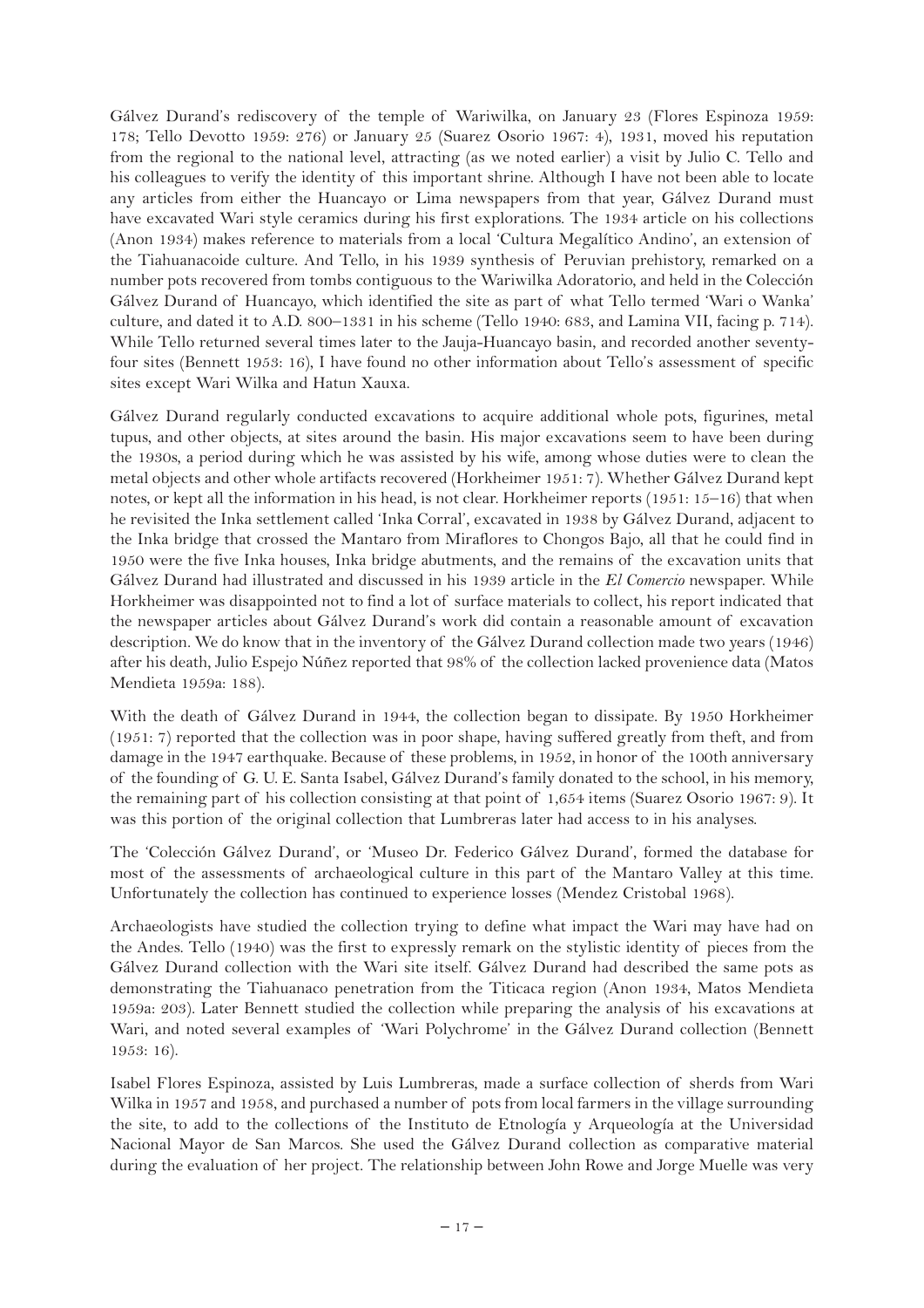Gálvez Durand's rediscovery of the temple of Wariwilka, on January 23 (Flores Espinoza 1959: 178; Tello Devotto 1959: 276) or January 25 (Suarez Osorio 1967: 4), 1931, moved his reputation from the regional to the national level, attracting (as we noted earlier) a visit by Julio C. Tello and his colleagues to verify the identity of this important shrine. Although I have not been able to locate any articles from either the Huancayo or Lima newspapers from that year, Gálvez Durand must have excavated Wari style ceramics during his first explorations. The 1934 article on his collections (Anon 1934) makes reference to materials from a local 'Cultura Megalítico Andino', an extension of the Tiahuanacoide culture. And Tello, in his 1939 synthesis of Peruvian prehistory, remarked on a number pots recovered from tombs contiguous to the Wariwilka Adoratorio, and held in the Colección Gálvez Durand of Huancayo, which identified the site as part of what Tello termed 'Wari o Wanka' culture, and dated it to A.D. 800–1331 in his scheme (Tello 1940: 683, and Lamina VII, facing p. 714). While Tello returned several times later to the Jauja-Huancayo basin, and recorded another seventy-four sites (Bennett 1953: 16), I have found no other information about Tello's assessment of specific sites except Wari Wilka and Hatun Xauxa.

Gálvez Durand regularly conducted excavations to acquire additional whole pots, figurines, metal tupus, and other objects, at sites around the basin. His major excavations seem to have been during the 1930s, a period during which he was assisted by his wife, among whose duties were to clean the metal objects and other whole artifacts recovered (Horkheimer 1951: 7). Whether Gálvez Durand kept notes, or kept all the information in his head, is not clear. Horkheimer reports (1951: 15–16) that when he revisited the Inka settlement called 'Inka Corral', excavated in 1938 by Gálvez Durand, adjacent to the Inka bridge that crossed the Mantaro from Miraflores to Chongos Bajo, all that he could find in 1950 were the five Inka houses, Inka bridge abutments, and the remains of the excavation units that Gálvez Durand had illustrated and discussed in his 1939 article in the *El Comercio* newspaper. While Horkheimer was disappointed not to find a lot of surface materials to collect, his report indicated that the newspaper articles about Gálvez Durand's work did contain a reasonable amount of excavation description. We do know that in the inventory of the Gálvez Durand collection made two years (1946) after his death, Julio Espejo Núñez reported that 98% of the collection lacked provenience data (Matos Mendieta 1959a: 188).

With the death of Gálvez Durand in 1944, the collection began to dissipate. By 1950 Horkheimer (1951: 7) reported that the collection was in poor shape, having suffered greatly from theft, and from damage in the 1947 earthquake. Because of these problems, in 1952, in honor of the 100th anniversary of the founding of G. U. E. Santa Isabel, Gálvez Durand's family donated to the school, in his memory, the remaining part of his collection consisting at that point of 1,654 items (Suarez Osorio 1967: 9). It was this portion of the original collection that Lumbreras later had access to in his analyses.

The 'Colección Gálvez Durand', or 'Museo Dr. Federico Gálvez Durand', formed the database for most of the assessments of archaeological culture in this part of the Mantaro Valley at this time. Unfortunately the collection has continued to experience losses (Mendez Cristobal 1968).

Archaeologists have studied the collection trying to define what impact the Wari may have had on the Andes. Tello (1940) was the first to expressly remark on the stylistic identity of pieces from the Gálvez Durand collection with the Wari site itself. Gálvez Durand had described the same pots as demonstrating the Tiahuanaco penetration from the Titicaca region (Anon 1934, Matos Mendieta 1959a: 203). Later Bennett studied the collection while preparing the analysis of his excavations at Wari, and noted several examples of 'Wari Polychrome' in the Gálvez Durand collection (Bennett 1953: 16).

Isabel Flores Espinoza, assisted by Luis Lumbreras, made a surface collection of sherds from Wari Wilka in 1957 and 1958, and purchased a number of pots from local farmers in the village surrounding the site, to add to the collections of the Instituto de Etnología y Arqueología at the Universidad Nacional Mayor de San Marcos. She used the Gálvez Durand collection as comparative material during the evaluation of her project. The relationship between John Rowe and Jorge Muelle was very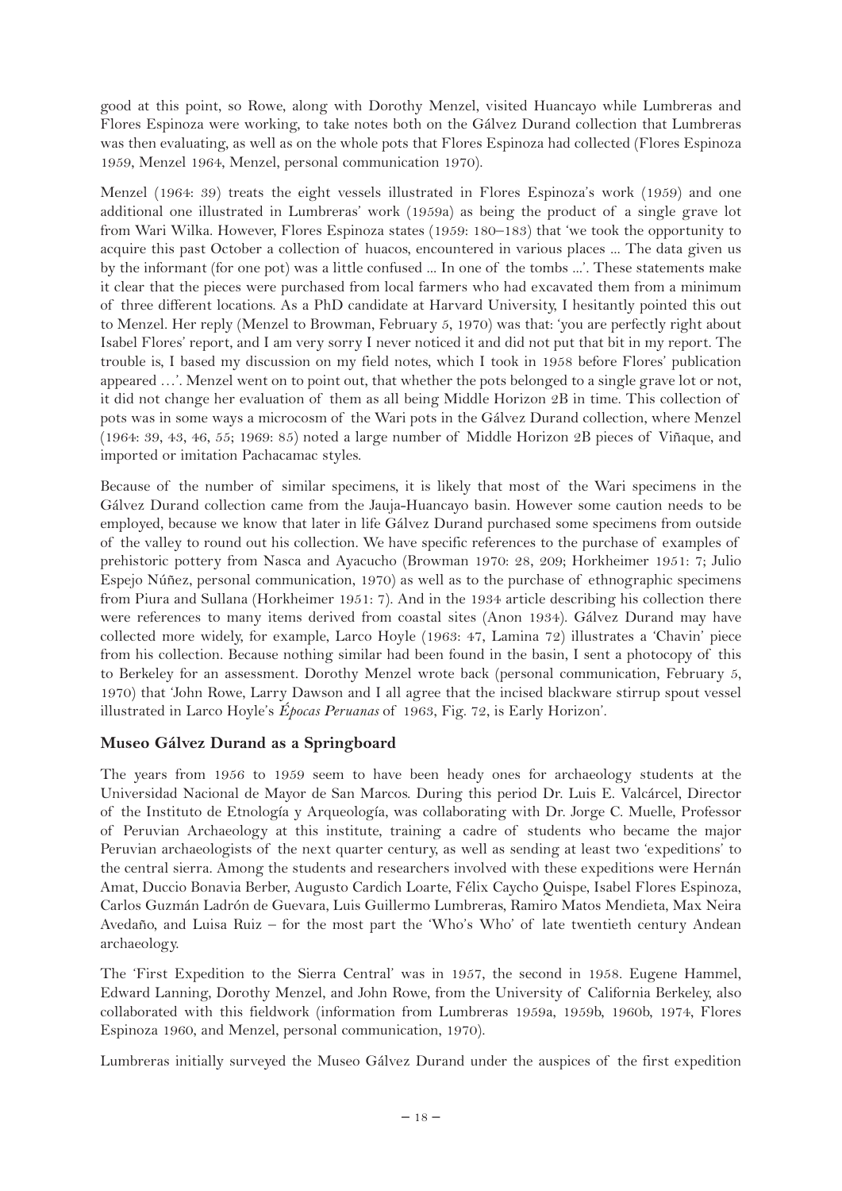good at this point, so Rowe, along with Dorothy Menzel, visited Huancayo while Lumbreras and Flores Espinoza were working, to take notes both on the Gálvez Durand collection that Lumbreras was then evaluating, as well as on the whole pots that Flores Espinoza had collected (Flores Espinoza 1959, Menzel 1964, Menzel, personal communication 1970).

Menzel (1964: 39) treats the eight vessels illustrated in Flores Espinoza's work (1959) and one additional one illustrated in Lumbreras' work (1959a) as being the product of a single grave lot from Wari Wilka. However, Flores Espinoza states (1959: 180–183) that 'we took the opportunity to acquire this past October a collection of huacos, encountered in various places ... The data given us by the informant (for one pot) was a little confused ... In one of the tombs ...'. These statements make it clear that the pieces were purchased from local farmers who had excavated them from a minimum of three different locations. As a PhD candidate at Harvard University, I hesitantly pointed this out to Menzel. Her reply (Menzel to Browman, February 5, 1970) was that: 'you are perfectly right about Isabel Flores' report, and I am very sorry I never noticed it and did not put that bit in my report. The trouble is, I based my discussion on my field notes, which I took in 1958 before Flores' publication appeared …'. Menzel went on to point out, that whether the pots belonged to a single grave lot or not, it did not change her evaluation of them as all being Middle Horizon 2B in time. This collection of pots was in some ways a microcosm of the Wari pots in the Gálvez Durand collection, where Menzel (1964: 39, 43, 46, 55; 1969: 85) noted a large number of Middle Horizon 2B pieces of Viñaque, and imported or imitation Pachacamac styles.

Because of the number of similar specimens, it is likely that most of the Wari specimens in the Gálvez Durand collection came from the Jauja-Huancayo basin. However some caution needs to be employed, because we know that later in life Gálvez Durand purchased some specimens from outside of the valley to round out his collection. We have specific references to the purchase of examples of prehistoric pottery from Nasca and Ayacucho (Browman 1970: 28, 209; Horkheimer 1951: 7; Julio Espejo Núñez, personal communication, 1970) as well as to the purchase of ethnographic specimens from Piura and Sullana (Horkheimer 1951: 7). And in the 1934 article describing his collection there were references to many items derived from coastal sites (Anon 1934). Gálvez Durand may have collected more widely, for example, Larco Hoyle (1963: 47, Lamina 72) illustrates a 'Chavin' piece from his collection. Because nothing similar had been found in the basin, I sent a photocopy of this to Berkeley for an assessment. Dorothy Menzel wrote back (personal communication, February 5, 1970) that 'John Rowe, Larry Dawson and I all agree that the incised blackware stirrup spout vessel illustrated in Larco Hoyle's *Épocas Peruanas* of 1963, Fig. 72, is Early Horizon'.

## Museo Gálvez Durand as a Springboard

The years from 1956 to 1959 seem to have been heady ones for archaeology students at the Universidad Nacional de Mayor de San Marcos. During this period Dr. Luis E. Valcárcel, Director of the Instituto de Etnología y Arqueología, was collaborating with Dr. Jorge C. Muelle, Professor of Peruvian Archaeology at this institute, training a cadre of students who became the major Peruvian archaeologists of the next quarter century, as well as sending at least two 'expeditions' to the central sierra. Among the students and researchers involved with these expeditions were Hernán Amat, Duccio Bonavia Berber, Augusto Cardich Loarte, Félix Caycho Quispe, Isabel Flores Espinoza, Carlos Guzmán Ladrón de Guevara, Luis Guillermo Lumbreras, Ramiro Matos Mendieta, Max Neira Avedaño, and Luisa Ruiz – for the most part the 'Who's Who' of late twentieth century Andean archaeology.

The 'First Expedition to the Sierra Central' was in 1957, the second in 1958. Eugene Hammel, Edward Lanning, Dorothy Menzel, and John Rowe, from the University of California Berkeley, also collaborated with this fieldwork (information from Lumbreras 1959a, 1959b, 1960b, 1974, Flores Espinoza 1960, and Menzel, personal communication, 1970).

Lumbreras initially surveyed the Museo Gálvez Durand under the auspices of the first expedition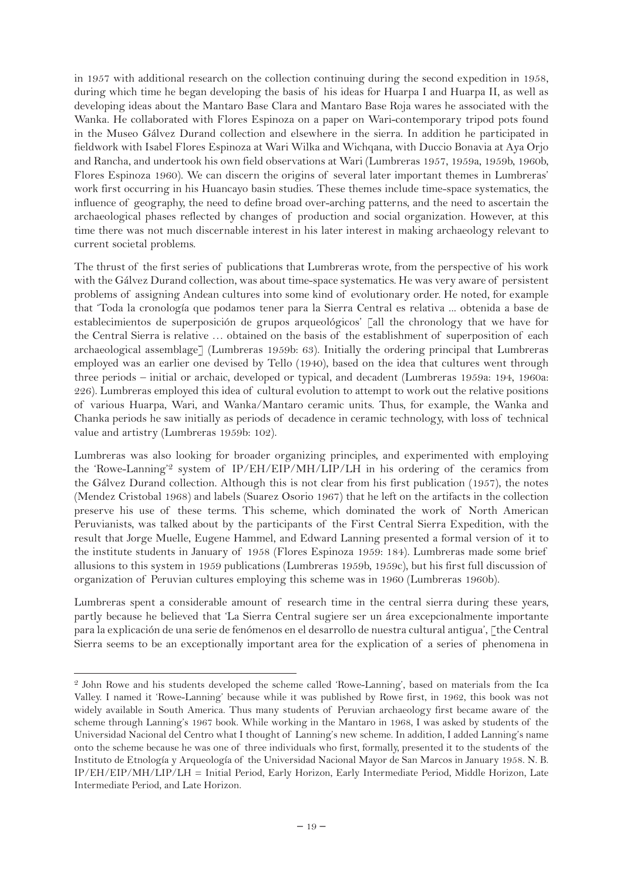in 1957 with additional research on the collection continuing during the second expedition in 1958, during which time he began developing the basis of his ideas for Huarpa I and Huarpa II, as well as developing ideas about the Mantaro Base Clara and Mantaro Base Roja wares he associated with the Wanka. He collaborated with Flores Espinoza on a paper on Wari-contemporary tripod pots found in the Museo Gálvez Durand collection and elsewhere in the sierra. In addition he participated in fieldwork with Isabel Flores Espinoza at Wari Wilka and Wichqana, with Duccio Bonavia at Aya Orjo and Rancha, and undertook his own field observations at Wari (Lumbreras 1957, 1959a, 1959b, 1960b, Flores Espinoza 1960). We can discern the origins of several later important themes in Lumbreras' work first occurring in his Huancayo basin studies. These themes include time-space systematics, the influence of geography, the need to define broad over-arching patterns, and the need to ascertain the archaeological phases reflected by changes of production and social organization. However, at this time there was not much discernable interest in his later interest in making archaeology relevant to current societal problems.

The thrust of the first series of publications that Lumbreras wrote, from the perspective of his work with the Gálvez Durand collection, was about time-space systematics. He was very aware of persistent problems of assigning Andean cultures into some kind of evolutionary order. He noted, for example that 'Toda la cronología que podamos tener para la Sierra Central es relativa ... obtenida a base de establecimientos de superposición de grupos arqueológicos' [all the chronology that we have for the Central Sierra is relative … obtained on the basis of the establishment of superposition of each archaeological assemblage] (Lumbreras 1959b: 63). Initially the ordering principal that Lumbreras employed was an earlier one devised by Tello (1940), based on the idea that cultures went through three periods – initial or archaic, developed or typical, and decadent (Lumbreras 1959a: 194, 1960a: 226). Lumbreras employed this idea of cultural evolution to attempt to work out the relative positions of various Huarpa, Wari, and Wanka/Mantaro ceramic units. Thus, for example, the Wanka and Chanka periods he saw initially as periods of decadence in ceramic technology, with loss of technical value and artistry (Lumbreras 1959b: 102).

Lumbreras was also looking for broader organizing principles, and experimented with employing the 'Rowe-Lanning'[2] system of IP/EH/EIP/MH/LIP/LH in his ordering of the ceramics from the Gálvez Durand collection. Although this is not clear from his first publication (1957), the notes (Mendez Cristobal 1968) and labels (Suarez Osorio 1967) that he left on the artifacts in the collection preserve his use of these terms. This scheme, which dominated the work of North American Peruvianists, was talked about by the participants of the First Central Sierra Expedition, with the result that Jorge Muelle, Eugene Hammel, and Edward Lanning presented a formal version of it to the institute students in January of 1958 (Flores Espinoza 1959: 184). Lumbreras made some brief allusions to this system in 1959 publications (Lumbreras 1959b, 1959c), but his first full discussion of organization of Peruvian cultures employing this scheme was in 1960 (Lumbreras 1960b).

Lumbreras spent a considerable amount of research time in the central sierra during these years, partly because he believed that 'La Sierra Central sugiere ser un área excepcionalmente importante para la explicación de una serie de fenómenos en el desarrollo de nuestra cultural antigua', [the Central Sierra seems to be an exceptionally important area for the explication of a series of phenomena in

---

[2] John Rowe and his students developed the scheme called 'Rowe-Lanning', based on materials from the Ica Valley. I named it 'Rowe-Lanning' because while it was published by Rowe first, in 1962, this book was not widely available in South America. Thus many students of Peruvian archaeology first became aware of the scheme through Lanning's 1967 book. While working in the Mantaro in 1968, I was asked by students of the Universidad Nacional del Centro what I thought of Lanning's new scheme. In addition, I added Lanning's name onto the scheme because he was one of three individuals who first, formally, presented it to the students of the Instituto de Etnología y Arqueología of the Universidad Nacional Mayor de San Marcos in January 1958. N. B. IP/EH/EIP/MH/LIP/LH = Initial Period, Early Horizon, Early Intermediate Period, Middle Horizon, Late Intermediate Period, and Late Horizon.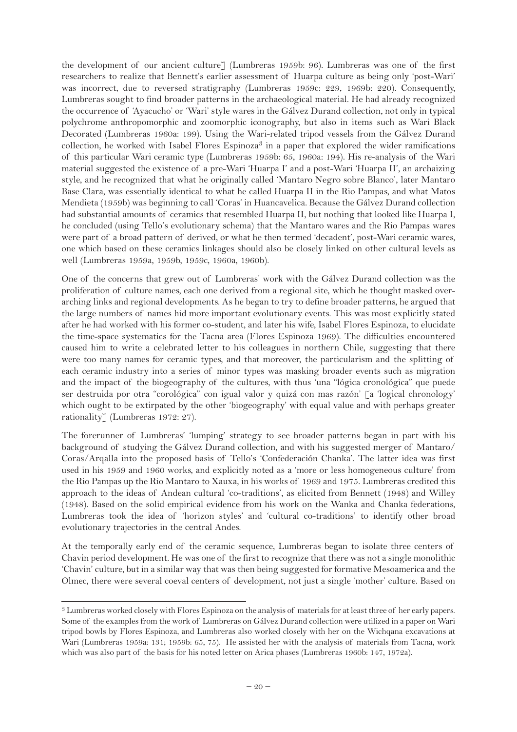the development of our ancient culture] (Lumbreras 1959b: 96). Lumbreras was one of the first researchers to realize that Bennett's earlier assessment of Huarpa culture as being only 'post-Wari' was incorrect, due to reversed stratigraphy (Lumbreras 1959c: 229, 1969b: 220). Consequently, Lumbreras sought to find broader patterns in the archaeological material. He had already recognized the occurrence of 'Ayacucho' or 'Wari' style wares in the Gálvez Durand collection, not only in typical polychrome anthropomorphic and zoomorphic iconography, but also in items such as Wari Black Decorated (Lumbreras 1960a: 199). Using the Wari-related tripod vessels from the Gálvez Durand collection, he worked with Isabel Flores Espinoza[3] in a paper that explored the wider ramifications of this particular Wari ceramic type (Lumbreras 1959b: 65, 1960a: 194). His re-analysis of the Wari material suggested the existence of a pre-Wari 'Huarpa I' and a post-Wari 'Huarpa II', an archaizing style, and he recognized that what he originally called 'Mantaro Negro sobre Blanco', later Mantaro Base Clara, was essentially identical to what he called Huarpa II in the Rio Pampas, and what Matos Mendieta (1959b) was beginning to call 'Coras' in Huancavelica. Because the Gálvez Durand collection had substantial amounts of ceramics that resembled Huarpa II, but nothing that looked like Huarpa I, he concluded (using Tello's evolutionary schema) that the Mantaro wares and the Rio Pampas wares were part of a broad pattern of derived, or what he then termed 'decadent', post-Wari ceramic wares, one which based on these ceramics linkages should also be closely linked on other cultural levels as well (Lumbreras 1959a, 1959b, 1959c, 1960a, 1960b).

One of the concerns that grew out of Lumbreras' work with the Gálvez Durand collection was the proliferation of culture names, each one derived from a regional site, which he thought masked over-arching links and regional developments. As he began to try to define broader patterns, he argued that the large numbers of names hid more important evolutionary events. This was most explicitly stated after he had worked with his former co-student, and later his wife, Isabel Flores Espinoza, to elucidate the time-space systematics for the Tacna area (Flores Espinoza 1969). The difficulties encountered caused him to write a celebrated letter to his colleagues in northern Chile, suggesting that there were too many names for ceramic types, and that moreover, the particularism and the splitting of each ceramic industry into a series of minor types was masking broader events such as migration and the impact of the biogeography of the cultures, with thus 'una "lógica cronológica" que puede ser destruida por otra "corológica" con igual valor y quizá con mas razón' [a 'logical chronology' which ought to be extirpated by the other 'biogeography' with equal value and with perhaps greater rationality] (Lumbreras 1972: 27).

The forerunner of Lumbreras' 'lumping' strategy to see broader patterns began in part with his background of studying the Gálvez Durand collection, and with his suggested merger of Mantaro/Coras/Arqalla into the proposed basis of Tello's 'Confederación Chanka'. The latter idea was first used in his 1959 and 1960 works, and explicitly noted as a 'more or less homogeneous culture' from the Rio Pampas up the Rio Mantaro to Xauxa, in his works of 1969 and 1975. Lumbreras credited this approach to the ideas of Andean cultural 'co-traditions', as elicited from Bennett (1948) and Willey (1948). Based on the solid empirical evidence from his work on the Wanka and Chanka federations, Lumbreras took the idea of 'horizon styles' and 'cultural co-traditions' to identify other broad evolutionary trajectories in the central Andes.

At the temporally early end of the ceramic sequence, Lumbreras began to isolate three centers of Chavin period development. He was one of the first to recognize that there was not a single monolithic 'Chavin' culture, but in a similar way that was then being suggested for formative Mesoamerica and the Olmec, there were several coeval centers of development, not just a single 'mother' culture. Based on

[3] Lumbreras worked closely with Flores Espinoza on the analysis of materials for at least three of her early papers. Some of the examples from the work of Lumbreras on Gálvez Durand collection were utilized in a paper on Wari tripod bowls by Flores Espinoza, and Lumbreras also worked closely with her on the Wichqana excavations at Wari (Lumbreras 1959a: 131; 1959b: 65, 75). He assisted her with the analysis of materials from Tacna, work which was also part of the basis for his noted letter on Arica phases (Lumbreras 1960b: 147, 1972a).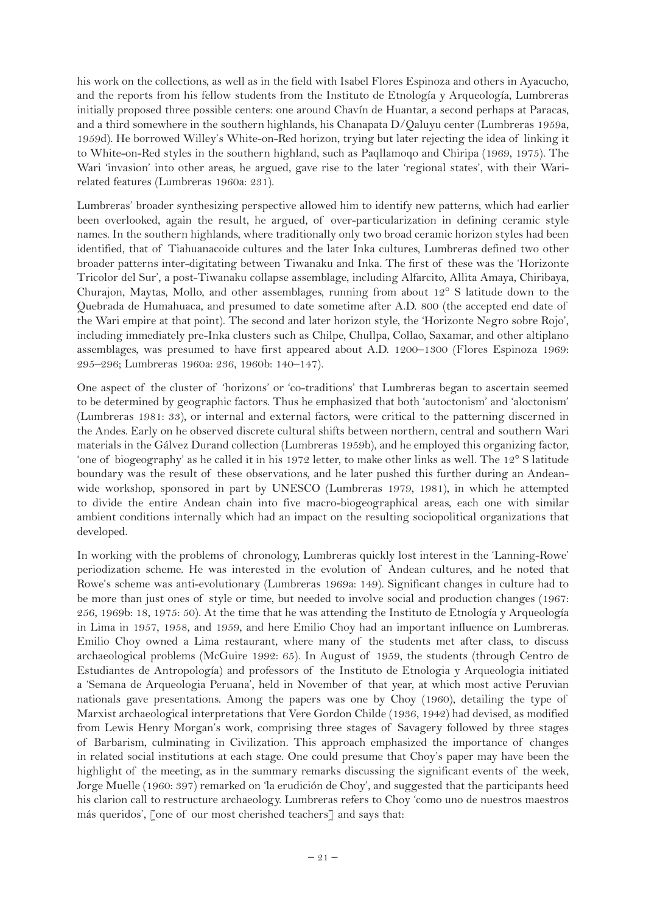his work on the collections, as well as in the field with Isabel Flores Espinoza and others in Ayacucho, and the reports from his fellow students from the Instituto de Etnología y Arqueología, Lumbreras initially proposed three possible centers: one around Chavín de Huantar, a second perhaps at Paracas, and a third somewhere in the southern highlands, his Chanapata D/Qaluyu center (Lumbreras 1959a, 1959d). He borrowed Willey's White-on-Red horizon, trying but later rejecting the idea of linking it to White-on-Red styles in the southern highland, such as Paqllamoqo and Chiripa (1969, 1975). The Wari 'invasion' into other areas, he argued, gave rise to the later 'regional states', with their Wari-related features (Lumbreras 1960a: 231).

Lumbreras' broader synthesizing perspective allowed him to identify new patterns, which had earlier been overlooked, again the result, he argued, of over-particularization in defining ceramic style names. In the southern highlands, where traditionally only two broad ceramic horizon styles had been identified, that of Tiahuanacoide cultures and the later Inka cultures, Lumbreras defined two other broader patterns inter-digitating between Tiwanaku and Inka. The first of these was the 'Horizonte Tricolor del Sur', a post-Tiwanaku collapse assemblage, including Alfarcito, Allita Amaya, Chiribaya, Churajon, Maytas, Mollo, and other assemblages, running from about 12° S latitude down to the Quebrada de Humahuaca, and presumed to date sometime after A.D. 800 (the accepted end date of the Wari empire at that point). The second and later horizon style, the 'Horizonte Negro sobre Rojo', including immediately pre-Inka clusters such as Chilpe, Chullpa, Collao, Saxamar, and other altiplano assemblages, was presumed to have first appeared about A.D. 1200–1300 (Flores Espinoza 1969: 295–296; Lumbreras 1960a: 236, 1960b: 140–147).

One aspect of the cluster of 'horizons' or 'co-traditions' that Lumbreras began to ascertain seemed to be determined by geographic factors. Thus he emphasized that both 'autoctonism' and 'aloctonism' (Lumbreras 1981: 33), or internal and external factors, were critical to the patterning discerned in the Andes. Early on he observed discrete cultural shifts between northern, central and southern Wari materials in the Gálvez Durand collection (Lumbreras 1959b), and he employed this organizing factor, 'one of biogeography' as he called it in his 1972 letter, to make other links as well. The 12° S latitude boundary was the result of these observations, and he later pushed this further during an Andean-wide workshop, sponsored in part by UNESCO (Lumbreras 1979, 1981), in which he attempted to divide the entire Andean chain into five macro-biogeographical areas, each one with similar ambient conditions internally which had an impact on the resulting sociopolitical organizations that developed.

In working with the problems of chronology, Lumbreras quickly lost interest in the 'Lanning-Rowe' periodization scheme. He was interested in the evolution of Andean cultures, and he noted that Rowe's scheme was anti-evolutionary (Lumbreras 1969a: 149). Significant changes in culture had to be more than just ones of style or time, but needed to involve social and production changes (1967: 256, 1969b: 18, 1975: 50). At the time that he was attending the Instituto de Etnología y Arqueología in Lima in 1957, 1958, and 1959, and here Emilio Choy had an important influence on Lumbreras. Emilio Choy owned a Lima restaurant, where many of the students met after class, to discuss archaeological problems (McGuire 1992: 65). In August of 1959, the students (through Centro de Estudiantes de Antropología) and professors of the Instituto de Etnologia y Arqueologia initiated a 'Semana de Arqueologia Peruana', held in November of that year, at which most active Peruvian nationals gave presentations. Among the papers was one by Choy (1960), detailing the type of Marxist archaeological interpretations that Vere Gordon Childe (1936, 1942) had devised, as modified from Lewis Henry Morgan's work, comprising three stages of Savagery followed by three stages of Barbarism, culminating in Civilization. This approach emphasized the importance of changes in related social institutions at each stage. One could presume that Choy's paper may have been the highlight of the meeting, as in the summary remarks discussing the significant events of the week, Jorge Muelle (1960: 397) remarked on 'la erudición de Choy', and suggested that the participants heed his clarion call to restructure archaeology. Lumbreras refers to Choy 'como uno de nuestros maestros más queridos', [one of our most cherished teachers] and says that: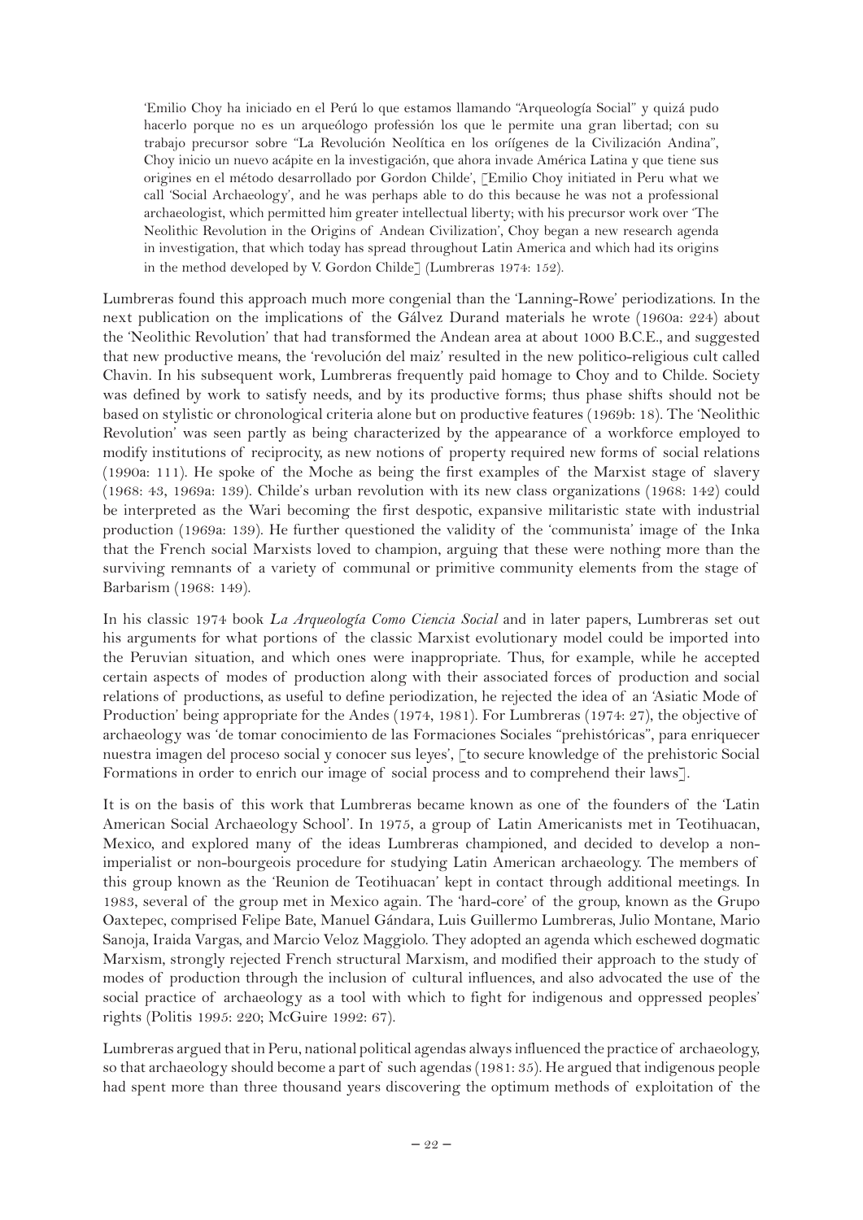> 'Emilio Choy ha iniciado en el Perú lo que estamos llamando "Arqueología Social" y quizá pudo hacerlo porque no es un arqueólogo professión los que le permite una gran libertad; con su trabajo precursor sobre "La Revolución Neolítica en los orífigenes de la Civilización Andina", Choy inicio un nuevo acápite en la investigación, que ahora invade América Latina y que tiene sus origines en el método desarrollado por Gordon Childe', [Emilio Choy initiated in Peru what we call 'Social Archaeology', and he was perhaps able to do this because he was not a professional archaeologist, which permitted him greater intellectual liberty; with his precursor work over 'The Neolithic Revolution in the Origins of Andean Civilization', Choy began a new research agenda in investigation, that which today has spread throughout Latin America and which had its origins in the method developed by V. Gordon Childe] (Lumbreras 1974: 152).

Lumbreras found this approach much more congenial than the 'Lanning-Rowe' periodizations. In the next publication on the implications of the Gálvez Durand materials he wrote (1960a: 224) about the 'Neolithic Revolution' that had transformed the Andean area at about 1000 B.C.E., and suggested that new productive means, the 'revolución del maiz' resulted in the new politico-religious cult called Chavin. In his subsequent work, Lumbreras frequently paid homage to Choy and to Childe. Society was defined by work to satisfy needs, and by its productive forms; thus phase shifts should not be based on stylistic or chronological criteria alone but on productive features (1969b: 18). The 'Neolithic Revolution' was seen partly as being characterized by the appearance of a workforce employed to modify institutions of reciprocity, as new notions of property required new forms of social relations (1990a: 111). He spoke of the Moche as being the first examples of the Marxist stage of slavery (1968: 43, 1969a: 139). Childe's urban revolution with its new class organizations (1968: 142) could be interpreted as the Wari becoming the first despotic, expansive militaristic state with industrial production (1969a: 139). He further questioned the validity of the 'communista' image of the Inka that the French social Marxists loved to champion, arguing that these were nothing more than the surviving remnants of a variety of communal or primitive community elements from the stage of Barbarism (1968: 149).

In his classic 1974 book *La Arqueología Como Ciencia Social* and in later papers, Lumbreras set out his arguments for what portions of the classic Marxist evolutionary model could be imported into the Peruvian situation, and which ones were inappropriate. Thus, for example, while he accepted certain aspects of modes of production along with their associated forces of production and social relations of productions, as useful to define periodization, he rejected the idea of an 'Asiatic Mode of Production' being appropriate for the Andes (1974, 1981). For Lumbreras (1974: 27), the objective of archaeology was 'de tomar conocimiento de las Formaciones Sociales "prehistóricas", para enriquecer nuestra imagen del proceso social y conocer sus leyes', [to secure knowledge of the prehistoric Social Formations in order to enrich our image of social process and to comprehend their laws].

It is on the basis of this work that Lumbreras became known as one of the founders of the 'Latin American Social Archaeology School'. In 1975, a group of Latin Americanists met in Teotihuacan, Mexico, and explored many of the ideas Lumbreras championed, and decided to develop a non-imperialist or non-bourgeois procedure for studying Latin American archaeology. The members of this group known as the 'Reunion de Teotihuacan' kept in contact through additional meetings. In 1983, several of the group met in Mexico again. The 'hard-core' of the group, known as the Grupo Oaxtepec, comprised Felipe Bate, Manuel Gándara, Luis Guillermo Lumbreras, Julio Montane, Mario Sanoja, Iraida Vargas, and Marcio Veloz Maggiolo. They adopted an agenda which eschewed dogmatic Marxism, strongly rejected French structural Marxism, and modified their approach to the study of modes of production through the inclusion of cultural influences, and also advocated the use of the social practice of archaeology as a tool with which to fight for indigenous and oppressed peoples' rights (Politis 1995: 220; McGuire 1992: 67).

Lumbreras argued that in Peru, national political agendas always influenced the practice of archaeology, so that archaeology should become a part of such agendas (1981: 35). He argued that indigenous people had spent more than three thousand years discovering the optimum methods of exploitation of the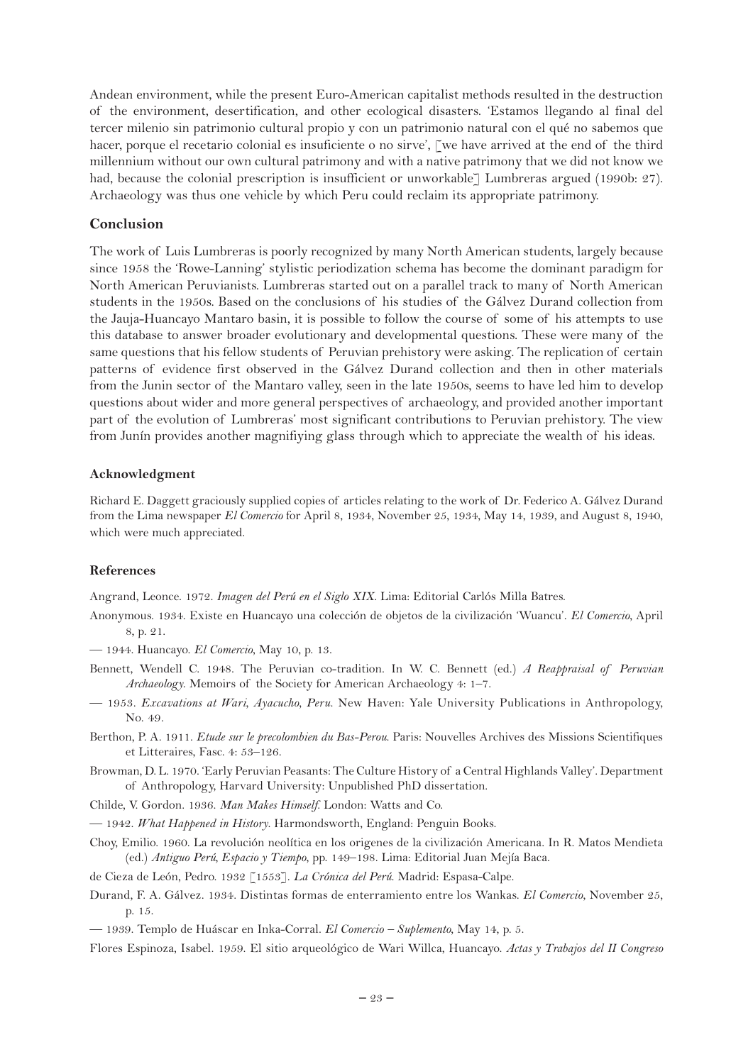Andean environment, while the present Euro-American capitalist methods resulted in the destruction of the environment, desertification, and other ecological disasters. 'Estamos llegando al final del tercer milenio sin patrimonio cultural propio y con un patrimonio natural con el qué no sabemos que hacer, porque el recetario colonial es insuficiente o no sirve', [we have arrived at the end of the third millennium without our own cultural patrimony and with a native patrimony that we did not know we had, because the colonial prescription is insufficient or unworkable] Lumbreras argued (1990b: 27). Archaeology was thus one vehicle by which Peru could reclaim its appropriate patrimony.

## Conclusion

The work of Luis Lumbreras is poorly recognized by many North American students, largely because since 1958 the 'Rowe-Lanning' stylistic periodization schema has become the dominant paradigm for North American Peruvianists. Lumbreras started out on a parallel track to many of North American students in the 1950s. Based on the conclusions of his studies of the Gálvez Durand collection from the Jauja-Huancayo Mantaro basin, it is possible to follow the course of some of his attempts to use this database to answer broader evolutionary and developmental questions. These were many of the same questions that his fellow students of Peruvian prehistory were asking. The replication of certain patterns of evidence first observed in the Gálvez Durand collection and then in other materials from the Junin sector of the Mantaro valley, seen in the late 1950s, seems to have led him to develop questions about wider and more general perspectives of archaeology, and provided another important part of the evolution of Lumbreras' most significant contributions to Peruvian prehistory. The view from Junín provides another magnifiying glass through which to appreciate the wealth of his ideas.

### Acknowledgment

Richard E. Daggett graciously supplied copies of articles relating to the work of Dr. Federico A. Gálvez Durand from the Lima newspaper *El Comercio* for April 8, 1934, November 25, 1934, May 14, 1939, and August 8, 1940, which were much appreciated.

### References

Angrand, Leonce. 1972. *Imagen del Perú en el Siglo XIX*. Lima: Editorial Carlós Milla Batres.

Anonymous. 1934. Existe en Huancayo una colección de objetos de la civilización 'Wuancu'. *El Comercio*, April 8, p. 21.

— 1944. Huancayo. *El Comercio*, May 10, p. 13.

Bennett, Wendell C. 1948. The Peruvian co-tradition. In W. C. Bennett (ed.) *A Reappraisal of Peruvian Archaeology*. Memoirs of the Society for American Archaeology 4: 1–7.

— 1953. *Excavations at Wari, Ayacucho, Peru*. New Haven: Yale University Publications in Anthropology, No. 49.

Berthon, P. A. 1911. *Etude sur le precolombien du Bas-Perou*. Paris: Nouvelles Archives des Missions Scientifiques et Litteraires, Fasc. 4: 53–126.

Browman, D. L. 1970. 'Early Peruvian Peasants: The Culture History of a Central Highlands Valley'. Department of Anthropology, Harvard University: Unpublished PhD dissertation.

Childe, V. Gordon. 1936. *Man Makes Himself*. London: Watts and Co.

— 1942. *What Happened in History*. Harmondsworth, England: Penguin Books.

Choy, Emilio. 1960. La revolución neolítica en los origenes de la civilización Americana. In R. Matos Mendieta (ed.) *Antiguo Perú, Espacio y Tiempo*, pp. 149–198. Lima: Editorial Juan Mejía Baca.

de Cieza de León, Pedro. 1932 [1553]. *La Crónica del Perú*. Madrid: Espasa-Calpe.

Durand, F. A. Gálvez. 1934. Distintas formas de enterramiento entre los Wankas. *El Comercio*, November 25, p. 15.

— 1939. Templo de Huáscar en Inka-Corral. *El Comercio – Suplemento*, May 14, p. 5.

Flores Espinoza, Isabel. 1959. El sitio arqueológico de Wari Willca, Huancayo. *Actas y Trabajos del II Congreso*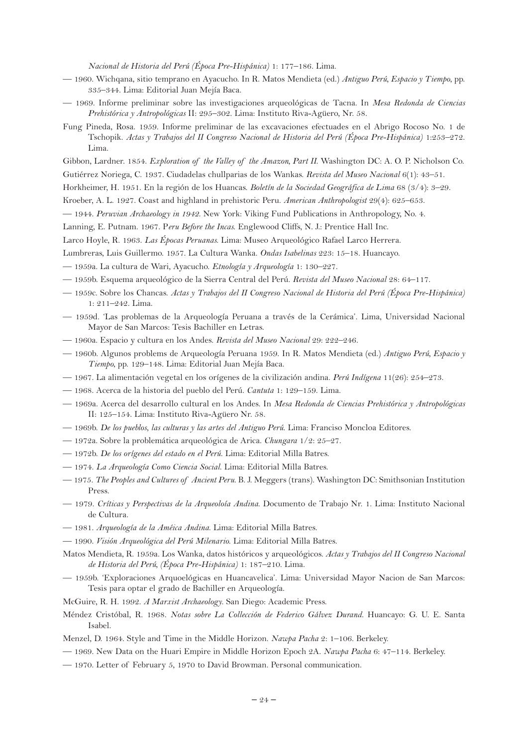*Nacional de Historia del Perú (Época Pre-Hispánica)* 1: 177–186. Lima.

— 1960. Wichqana, sitio temprano en Ayacucho. In R. Matos Mendieta (ed.) *Antiguo Perú, Espacio y Tiempo*, pp. 335–344. Lima: Editorial Juan Mejía Baca.

— 1969. Informe preliminar sobre las investigaciones arqueológicas de Tacna. In *Mesa Redonda de Ciencias Prehistórica y Antropológicas* II: 295–302. Lima: Instituto Riva-Agüero, Nr. 58.

Fung Pineda, Rosa. 1959. Informe preliminar de las excavaciones efectuades en el Abrigo Rocoso No. 1 de Tschopik. *Actas y Trabajos del II Congreso Nacional de Historia del Perú (Época Pre-Hispánica)* 1:253–272. Lima.

Gibbon, Lardner. 1854. *Exploration of the Valley of the Amazon, Part II*. Washington DC: A. O. P. Nicholson Co.

Gutiérrez Noriega, C. 1937. Ciudadelas chullparias de los Wankas. *Revista del Museo Nacional* 6(1): 43–51.

Horkheimer, H. 1951. En la región de los Huancas. *Boletín de la Sociedad Geográfica de Lima* 68 (3/4): 3–29.

Kroeber, A. L. 1927. Coast and highland in prehistoric Peru. *American Anthropologist* 29(4): 625–653.

— 1944. *Peruvian Archaeology in 1942*. New York: Viking Fund Publications in Anthropology, No. 4.

Lanning, E. Putnam. 1967. P*eru Before the Incas*. Englewood Cliffs, N. J.: Prentice Hall Inc.

Larco Hoyle, R. 1963. *Las Épocas Peruanas*. Lima: Museo Arqueológico Rafael Larco Herrera.

Lumbreras, Luis Guillermo. 1957. La Cultura Wanka. *Ondas Isabelinas* 223: 15–18. Huancayo.

— 1959a. La cultura de Wari, Ayacucho. *Etnología y Arqueología* 1: 130–227.

— 1959b. Esquema arqueológico de la Sierra Central del Perú. *Revista del Museo Nacional* 28: 64–117.

— 1959c. Sobre los Chancas. *Actas y Trabajos del II Congreso Nacional de Historia del Perú (Época Pre-Hispánica)* 1: 211–242. Lima.

— 1959d. 'Las problemas de la Arqueología Peruana a través de la Cerámica'. Lima, Universidad Nacional Mayor de San Marcos: Tesis Bachiller en Letras.

— 1960a. Espacio y cultura en los Andes. *Revista del Museo Nacional* 29: 222–246.

— 1960b. Algunos problems de Arqueología Peruana 1959. In R. Matos Mendieta (ed.) *Antiguo Perú, Espacio y Tiempo*, pp. 129–148. Lima: Editorial Juan Mejía Baca.

— 1967. La alimentación vegetal en los orígenes de la civilización andina. *Perú Indígena* 11(26): 254–273.

— 1968. Acerca de la historia del pueblo del Perú. *Cantuta* 1: 129–159. Lima.

— 1969a. Acerca del desarrollo cultural en los Andes. In *Mesa Redonda de Ciencias Prehistórica y Antropológicas* II: 125–154. Lima: Instituto Riva-Agüero Nr. 58.

— 1969b. *De los pueblos, las culturas y las artes del Antiguo Perú*. Lima: Francisco Moncloa Editores.

— 1972a. Sobre la problemática arqueológica de Arica. *Chungara* 1/2: 25–27.

— 1972b. *De los orígenes del estado en el Perú*. Lima: Editorial Milla Batres.

— 1974. *La Arqueología Como Ciencia Social*. Lima: Editorial Milla Batres.

— 1975. *The Peoples and Cultures of Ancient Peru*. B. J. Meggers (trans). Washington DC: Smithsonian Institution Press.

— 1979. *Críticas y Perspectivas de la Arqueoloía Andina*. Documento de Trabajo Nr. 1. Lima: Instituto Nacional de Cultura.

— 1981. *Arqueología de la Améica Andina*. Lima: Editorial Milla Batres.

— 1990. *Visión Arqueológica del Perú Milenario*. Lima: Editorial Milla Batres.

Matos Mendieta, R. 1959a. Los Wanka, datos históricos y arqueológicos. *Actas y Trabajos del II Congreso Nacional de Historia del Perú, (Época Pre-Hispánica)* 1: 187–210. Lima.

— 1959b. 'Exploraciones Arquoelógicas en Huancavelica'. Lima: Universidad Mayor Nacion de San Marcos: Tesis para optar el grado de Bachiller en Arqueología.

McGuire, R. H. 1992. *A Marxist Archaeology*. San Diego: Academic Press.

Méndez Cristóbal, R. 1968. *Notas sobre La Collección de Federico Gálvez Durand*. Huancayo: G. U. E. Santa Isabel.

Menzel, D. 1964. Style and Time in the Middle Horizon. *Nawpa Pacha* 2: 1–106. Berkeley.

— 1969. New Data on the Huari Empire in Middle Horizon Epoch 2A. *Nawpa Pacha* 6: 47–114. Berkeley.

— 1970. Letter of February 5, 1970 to David Browman. Personal communication.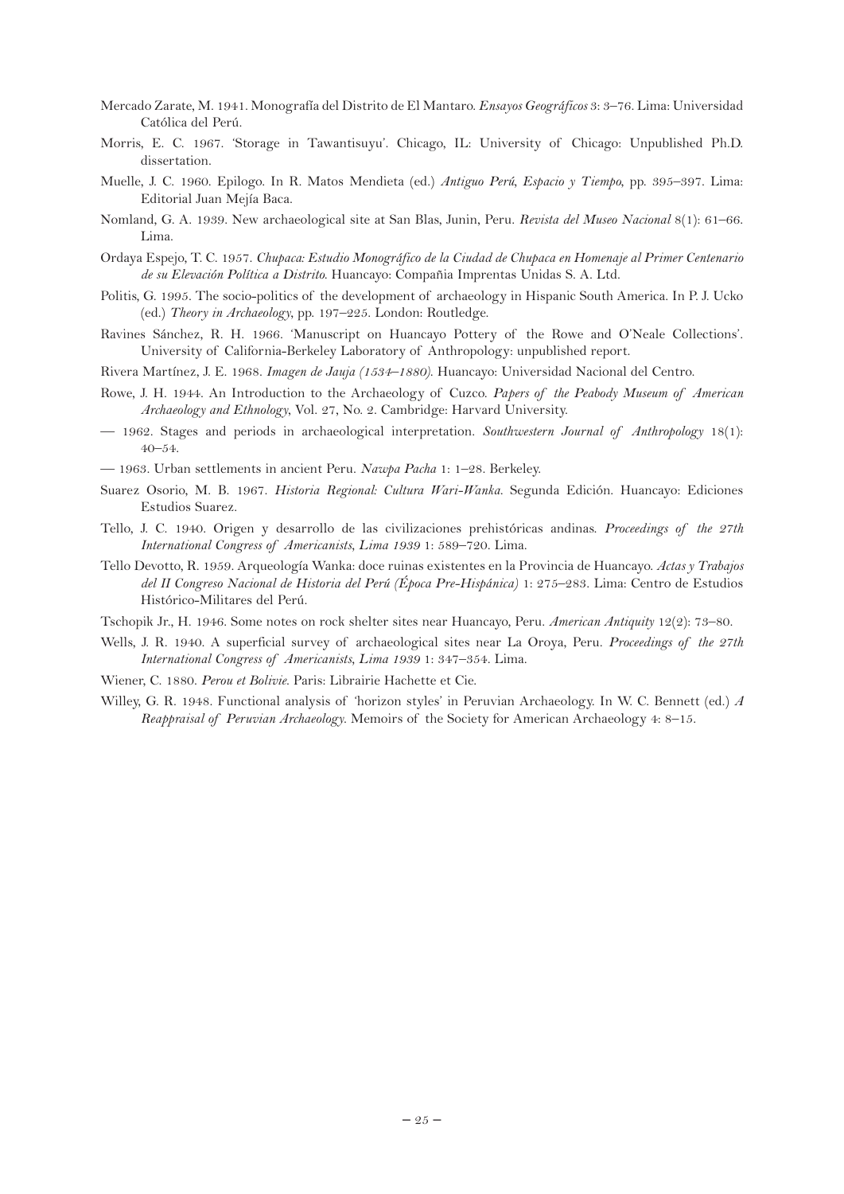Mercado Zarate, M. 1941. Monografía del Distrito de El Mantaro. *Ensayos Geográficos* 3: 3–76. Lima: Universidad Católica del Perú.

Morris, E. C. 1967. 'Storage in Tawantisuyu'. Chicago, IL: University of Chicago: Unpublished Ph.D. dissertation.

Muelle, J. C. 1960. Epilogo. In R. Matos Mendieta (ed.) *Antiguo Perú, Espacio y Tiempo*, pp. 395–397. Lima: Editorial Juan Mejía Baca.

Nomland, G. A. 1939. New archaeological site at San Blas, Junin, Peru. *Revista del Museo Nacional* 8(1): 61–66. Lima.

Ordaya Espejo, T. C. 1957. *Chupaca: Estudio Monográfico de la Ciudad de Chupaca en Homenaje al Primer Centenario de su Elevación Política a Distrito*. Huancayo: Compañia Imprentas Unidas S. A. Ltd.

Politis, G. 1995. The socio-politics of the development of archaeology in Hispanic South America. In P. J. Ucko (ed.) *Theory in Archaeology*, pp. 197–225. London: Routledge.

Ravines Sánchez, R. H. 1966. 'Manuscript on Huancayo Pottery of the Rowe and O'Neale Collections'. University of California-Berkeley Laboratory of Anthropology: unpublished report.

Rivera Martínez, J. E. 1968. *Imagen de Jauja (1534–1880)*. Huancayo: Universidad Nacional del Centro.

Rowe, J. H. 1944. An Introduction to the Archaeology of Cuzco. *Papers of the Peabody Museum of American Archaeology and Ethnology*, Vol. 27, No. 2. Cambridge: Harvard University.

— 1962. Stages and periods in archaeological interpretation. *Southwestern Journal of Anthropology* 18(1): 40–54.

— 1963. Urban settlements in ancient Peru. *Nawpa Pacha* 1: 1–28. Berkeley.

Suarez Osorio, M. B. 1967. *Historia Regional: Cultura Wari-Wanka*. Segunda Edición. Huancayo: Ediciones Estudios Suarez.

Tello, J. C. 1940. Origen y desarrollo de las civilizaciones prehistóricas andinas. *Proceedings of the 27th International Congress of Americanists, Lima 1939* 1: 589–720. Lima.

Tello Devotto, R. 1959. Arqueología Wanka: doce ruinas existentes en la Provincia de Huancayo. *Actas y Trabajos del II Congreso Nacional de Historia del Perú (Época Pre-Hispánica)* 1: 275–283. Lima: Centro de Estudios Histórico-Militares del Perú.

Tschopik Jr., H. 1946. Some notes on rock shelter sites near Huancayo, Peru. *American Antiquity* 12(2): 73–80.

Wells, J. R. 1940. A superficial survey of archaeological sites near La Oroya, Peru. *Proceedings of the 27th International Congress of Americanists, Lima 1939* 1: 347–354. Lima.

Wiener, C. 1880. *Perou et Bolivie*. Paris: Librairie Hachette et Cie.

Willey, G. R. 1948. Functional analysis of 'horizon styles' in Peruvian Archaeology. In W. C. Bennett (ed.) *A Reappraisal of Peruvian Archaeology*. Memoirs of the Society for American Archaeology 4: 8–15.